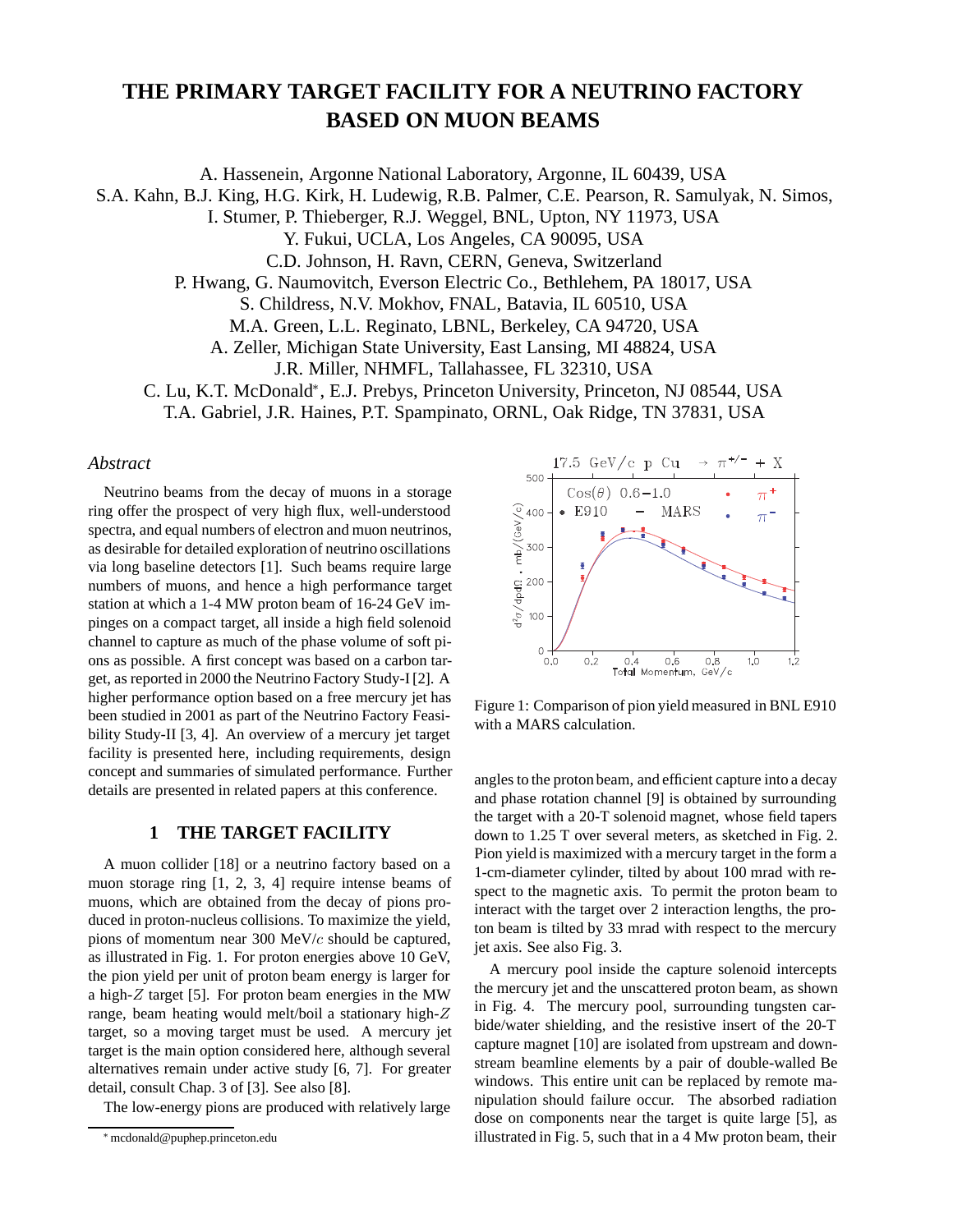# THE PRIMARY TARGET FACILITY FOR A NEUTRINO FACTORY BASED ON MUON BEAMS

A. Hassenein, Argonne National Laboratory, Argonne, IL 60439, USA
S.A. Kahn, B.J. King, H.G. Kirk, H. Ludewig, R.B. Palmer, C.E. Pearson, R. Samulyak, N. Simos, I. Stumer, P. Thieberger, R.J. Weggel, BNL, Upton, NY 11973, USA
Y. Fukui, UCLA, Los Angeles, CA 90095, USA
C.D. Johnson, H. Ravn, CERN, Geneva, Switzerland
P. Hwang, G. Naumovitch, Everson Electric Co., Bethlehem, PA 18017, USA
S. Childress, N.V. Mokhov, FNAL, Batavia, IL 60510, USA
M.A. Green, L.L. Reginato, LBNL, Berkeley, CA 94720, USA
A. Zeller, Michigan State University, East Lansing, MI 48824, USA
J.R. Miller, NHMFL, Tallahassee, FL 32310, USA
C. Lu, K.T. McDonald*, E.J. Prebys, Princeton University, Princeton, NJ 08544, USA
T.A. Gabriel, J.R. Haines, P.T. Spampinato, ORNL, Oak Ridge, TN 37831, USA

## *Abstract*

Neutrino beams from the decay of muons in a storage ring offer the prospect of very high flux, well-understood spectra, and equal numbers of electron and muon neutrinos, as desirable for detailed exploration of neutrino oscillations via long baseline detectors [1]. Such beams require large numbers of muons, and hence a high performance target station at which a 1-4 MW proton beam of 16-24 GeV impinges on a compact target, all inside a high field solenoid channel to capture as much of the phase volume of soft pions as possible. A first concept was based on a carbon target, as reported in 2000 the Neutrino Factory Study-I [2]. A higher performance option based on a free mercury jet has been studied in 2001 as part of the Neutrino Factory Feasibility Study-II [3, 4]. An overview of a mercury jet target facility is presented here, including requirements, design concept and summaries of simulated performance. Further details are presented in related papers at this conference.

## 1 THE TARGET FACILITY

A muon collider [18] or a neutrino factory based on a muon storage ring [1, 2, 3, 4] require intense beams of muons, which are obtained from the decay of pions produced in proton-nucleus collisions. To maximize the yield, pions of momentum near 300 MeV/$c$ should be captured, as illustrated in Fig. 1. For proton energies above 10 GeV, the pion yield per unit of proton beam energy is larger for a high-$Z$ target [5]. For proton beam energies in the MW range, beam heating would melt/boil a stationary high-$Z$ target, so a moving target must be used. A mercury jet target is the main option considered here, although several alternatives remain under active study [6, 7]. For greater detail, consult Chap. 3 of [3]. See also [8].

The low-energy pions are produced with relatively large angles to the proton beam, and efficient capture into a decay and phase rotation channel [9] is obtained by surrounding the target with a 20-T solenoid magnet, whose field tapers down to 1.25 T over several meters, as sketched in Fig. 2. Pion yield is maximized with a mercury target in the form a 1-cm-diameter cylinder, tilted by about 100 mrad with respect to the magnetic axis. To permit the proton beam to interact with the target over 2 interaction lengths, the proton beam is tilted by 33 mrad with respect to the mercury jet axis. See also Fig. 3.

Figure 1: Comparison of pion yield measured in BNL E910 with a MARS calculation.

A mercury pool inside the capture solenoid intercepts the mercury jet and the unscattered proton beam, as shown in Fig. 4. The mercury pool, surrounding tungsten carbide/water shielding, and the resistive insert of the 20-T capture magnet [10] are isolated from upstream and downstream beamline elements by a pair of double-walled Be windows. This entire unit can be replaced by remote manipulation should failure occur. The absorbed radiation dose on components near the target is quite large [5], as illustrated in Fig. 5, such that in a 4 Mw proton beam, their

* mcdonald@puphep.princeton.edu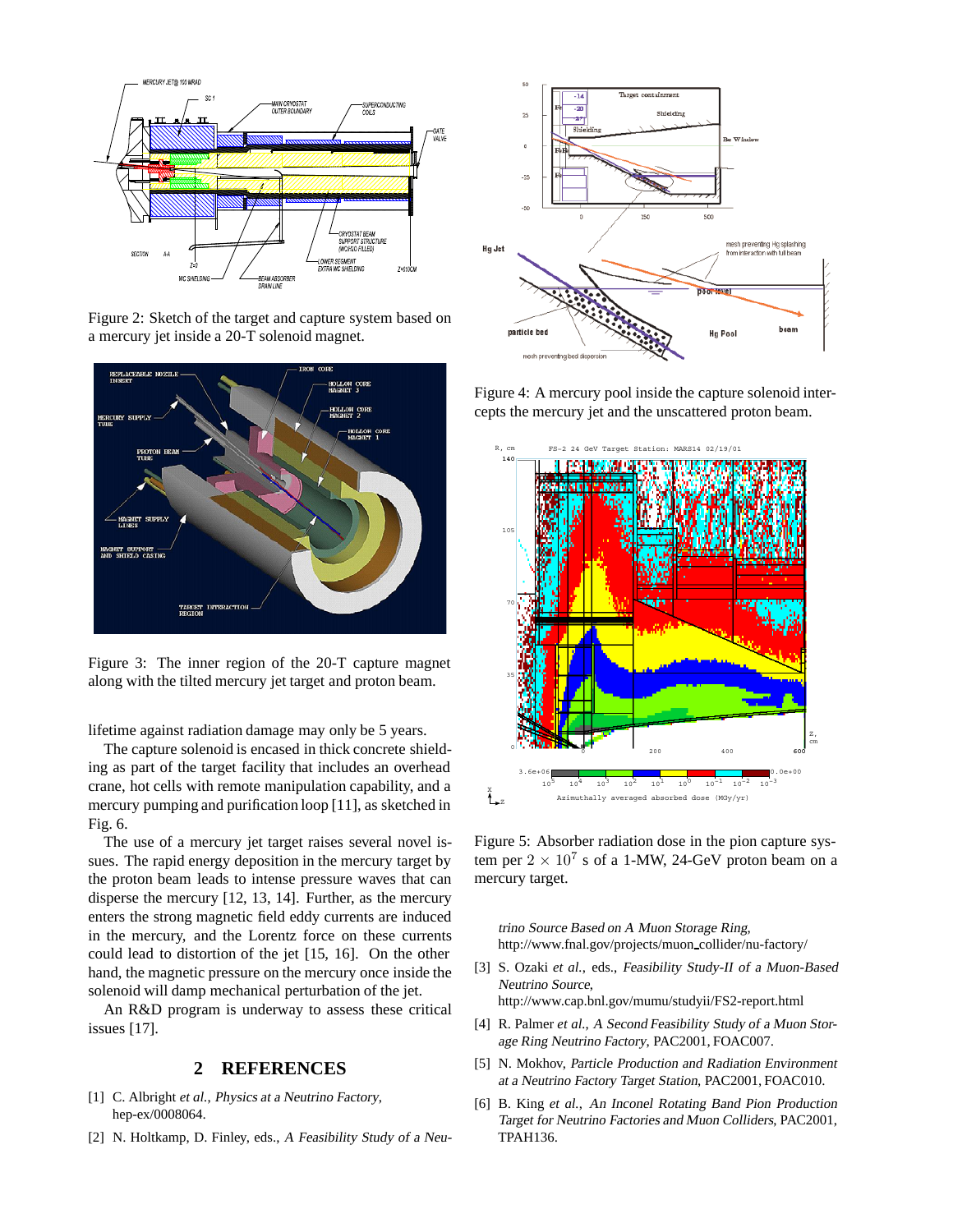Figure 2: Sketch of the target and capture system based on a mercury jet inside a 20-T solenoid magnet.

Figure 3: The inner region of the 20-T capture magnet along with the tilted mercury jet target and proton beam.

lifetime against radiation damage may only be 5 years.

The capture solenoid is encased in thick concrete shielding as part of the target facility that includes an overhead crane, hot cells with remote manipulation capability, and a mercury pumping and purification loop [11], as sketched in Fig. 6.

The use of a mercury jet target raises several novel issues. The rapid energy deposition in the mercury target by the proton beam leads to intense pressure waves that can disperse the mercury [12, 13, 14]. Further, as the mercury enters the strong magnetic field eddy currents are induced in the mercury, and the Lorentz force on these currents could lead to distortion of the jet [15, 16]. On the other hand, the magnetic pressure on the mercury once inside the solenoid will damp mechanical perturbation of the jet.

An R&D program is underway to assess these critical issues [17].

## 2 REFERENCES

[1] C. Albright *et al.*, *Physics at a Neutrino Factory*, hep-ex/0008064.

[2] N. Holtkamp, D. Finley, eds., *A Feasibility Study of a Neutrino Source Based on A Muon Storage Ring*, http://www.fnal.gov/projects/muon_collider/nu-factory/

[3] S. Ozaki *et al.*, eds., *Feasibility Study-II of a Muon-Based Neutrino Source*, http://www.cap.bnl.gov/mumu/studyii/FS2-report.html

[4] R. Palmer *et al.*, *A Second Feasibility Study of a Muon Storage Ring Neutrino Factory*, PAC2001, FOAC007.

[5] N. Mokhov, *Particle Production and Radiation Environment at a Neutrino Factory Target Station*, PAC2001, FOAC010.

[6] B. King *et al.*, *An Inconel Rotating Band Pion Production Target for Neutrino Factories and Muon Colliders*, PAC2001, TPAH136.

Figure 4: A mercury pool inside the capture solenoid intercepts the mercury jet and the unscattered proton beam.

Figure 5: Absorber radiation dose in the pion capture system per $2 \times 10^7$ s of a 1-MW, 24-GeV proton beam on a mercury target.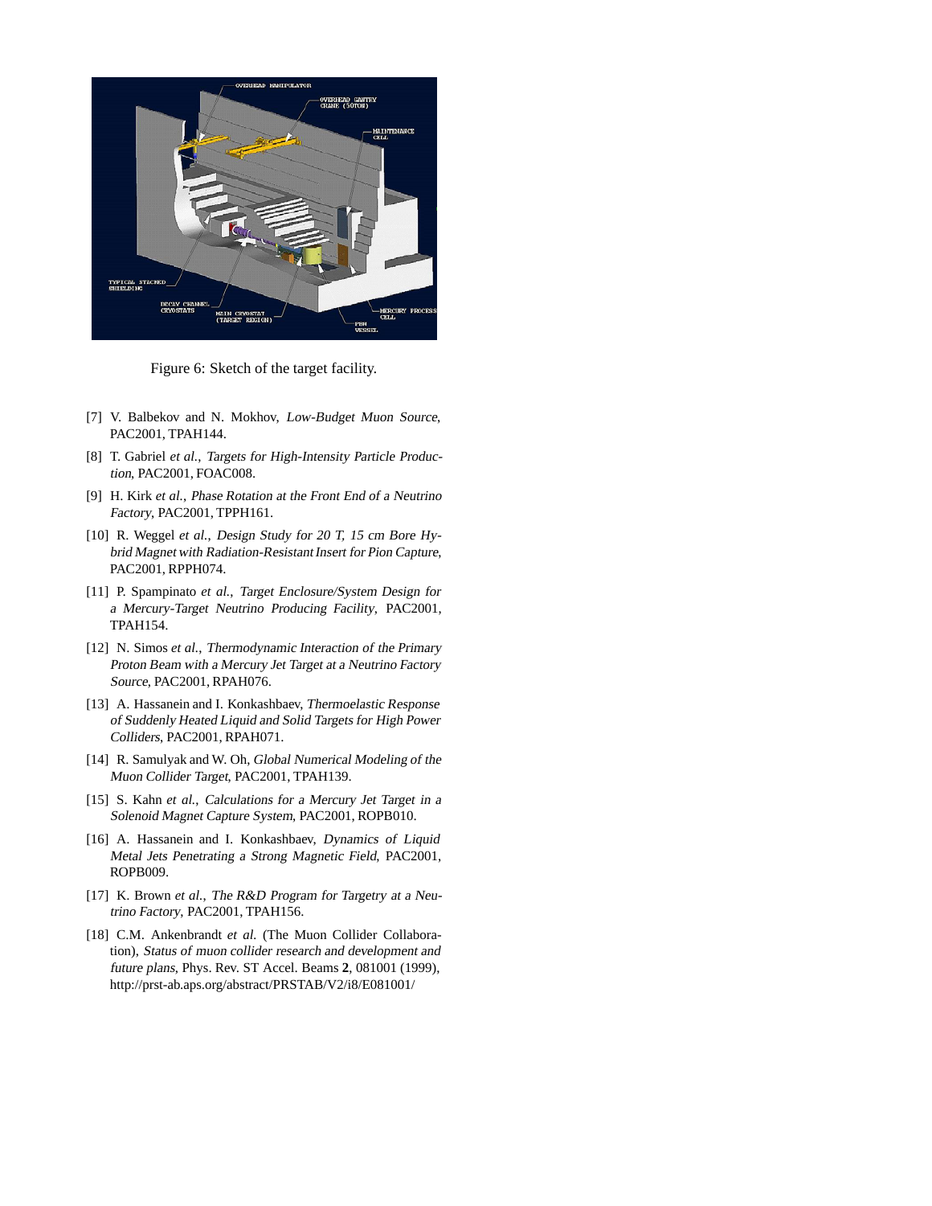OVERHEAD MANIPULATOR
OVERHEAD GANTRY CRANE (50TON)
MAINTENANCE CELL
TYPICAL STACKED SHIELDING
DECAY CHANNEL CRYOSTATS
MAIN CRYOSTAT (TARGET REGION)
PBW VESSEL
MERCURY PROCESS CELL

Figure 6: Sketch of the target facility.

[7] V. Balbekov and N. Mokhov, *Low-Budget Muon Source*, PAC2001, TPAH144.

[8] T. Gabriel *et al.*, *Targets for High-Intensity Particle Production*, PAC2001, FOAC008.

[9] H. Kirk *et al.*, *Phase Rotation at the Front End of a Neutrino Factory*, PAC2001, TPPH161.

[10] R. Weggel *et al.*, *Design Study for 20 T, 15 cm Bore Hybrid Magnet with Radiation-Resistant Insert for Pion Capture*, PAC2001, RPPH074.

[11] P. Spampinato *et al.*, *Target Enclosure/System Design for a Mercury-Target Neutrino Producing Facility*, PAC2001, TPAH154.

[12] N. Simos *et al.*, *Thermodynamic Interaction of the Primary Proton Beam with a Mercury Jet Target at a Neutrino Factory Source*, PAC2001, RPAH076.

[13] A. Hassanein and I. Konkashbaev, *Thermoelastic Response of Suddenly Heated Liquid and Solid Targets for High Power Colliders*, PAC2001, RPAH071.

[14] R. Samulyak and W. Oh, *Global Numerical Modeling of the Muon Collider Target*, PAC2001, TPAH139.

[15] S. Kahn *et al.*, *Calculations for a Mercury Jet Target in a Solenoid Magnet Capture System*, PAC2001, ROPB010.

[16] A. Hassanein and I. Konkashbaev, *Dynamics of Liquid Metal Jets Penetrating a Strong Magnetic Field*, PAC2001, ROPB009.

[17] K. Brown *et al.*, *The R&D Program for Targetry at a Neutrino Factory*, PAC2001, TPAH156.

[18] C.M. Ankenbrandt *et al.* (The Muon Collider Collaboration), *Status of muon collider research and development and future plans*, Phys. Rev. ST Accel. Beams **2**, 081001 (1999), http://prst-ab.aps.org/abstract/PRSTAB/V2/i8/E081001/